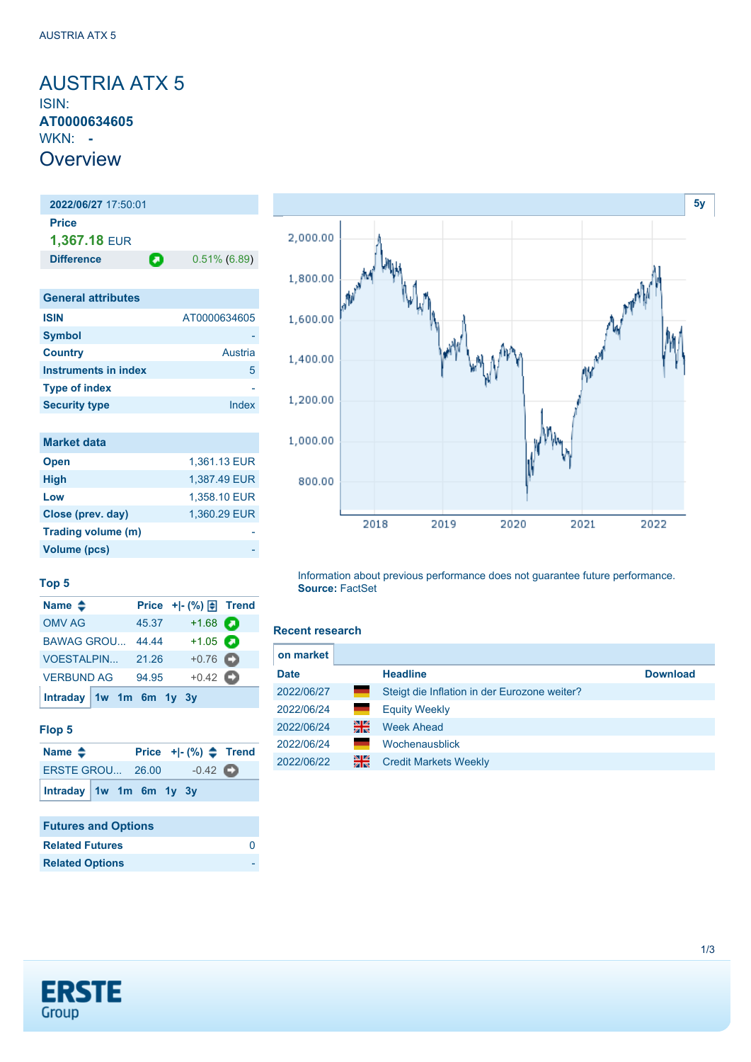# AUSTRIA ATX 5

ISIN: **AT0000634605**

WKN: **-**

## Overview

| **2022/06/27** 17:50:01 | |
|---|---|
| **Price** | |
| **1,367.18** EUR | |
| **Difference** | 0.51% (6.89) |

### General attributes

| | |
|---|---|
| **ISIN** | AT0000634605 |
| **Symbol** | - |
| **Country** | Austria |
| **Instruments in index** | 5 |
| **Type of index** | - |
| **Security type** | Index |

### Market data

| | |
|---|---|
| **Open** | 1,361.13 EUR |
| **High** | 1,387.49 EUR |
| **Low** | 1,358.10 EUR |
| **Close (prev. day)** | 1,360.29 EUR |
| **Trading volume (m)** | - |
| **Volume (pcs)** | - |

### Top 5

| Name | Price | +\|- (%) | Trend |
|---|---|---|---|
| OMV AG | 45.37 | +1.68 | |
| BAWAG GROU... | 44.44 | +1.05 | |
| VOESTALPIN... | 21.26 | +0.76 | |
| VERBUND AG | 94.95 | +0.42 | |

Intraday 1w 1m 6m 1y 3y

### Flop 5

| Name | Price | +\|- (%) | Trend |
|---|---|---|---|
| ERSTE GROU... | 26.00 | -0.42 | |

Intraday 1w 1m 6m 1y 3y

### Futures and Options

| | |
|---|---|
| **Related Futures** | 0 |
| **Related Options** | - |

5y

Information about previous performance does not guarantee future performance.
**Source:** FactSet

### Recent research

on market

| Date | | Headline | Download |
|---|---|---|---|
| 2022/06/27 | | Steigt die Inflation in der Eurozone weiter? | |
| 2022/06/24 | | Equity Weekly | |
| 2022/06/24 | | Week Ahead | |
| 2022/06/24 | | Wochenausblick | |
| 2022/06/22 | | Credit Markets Weekly | |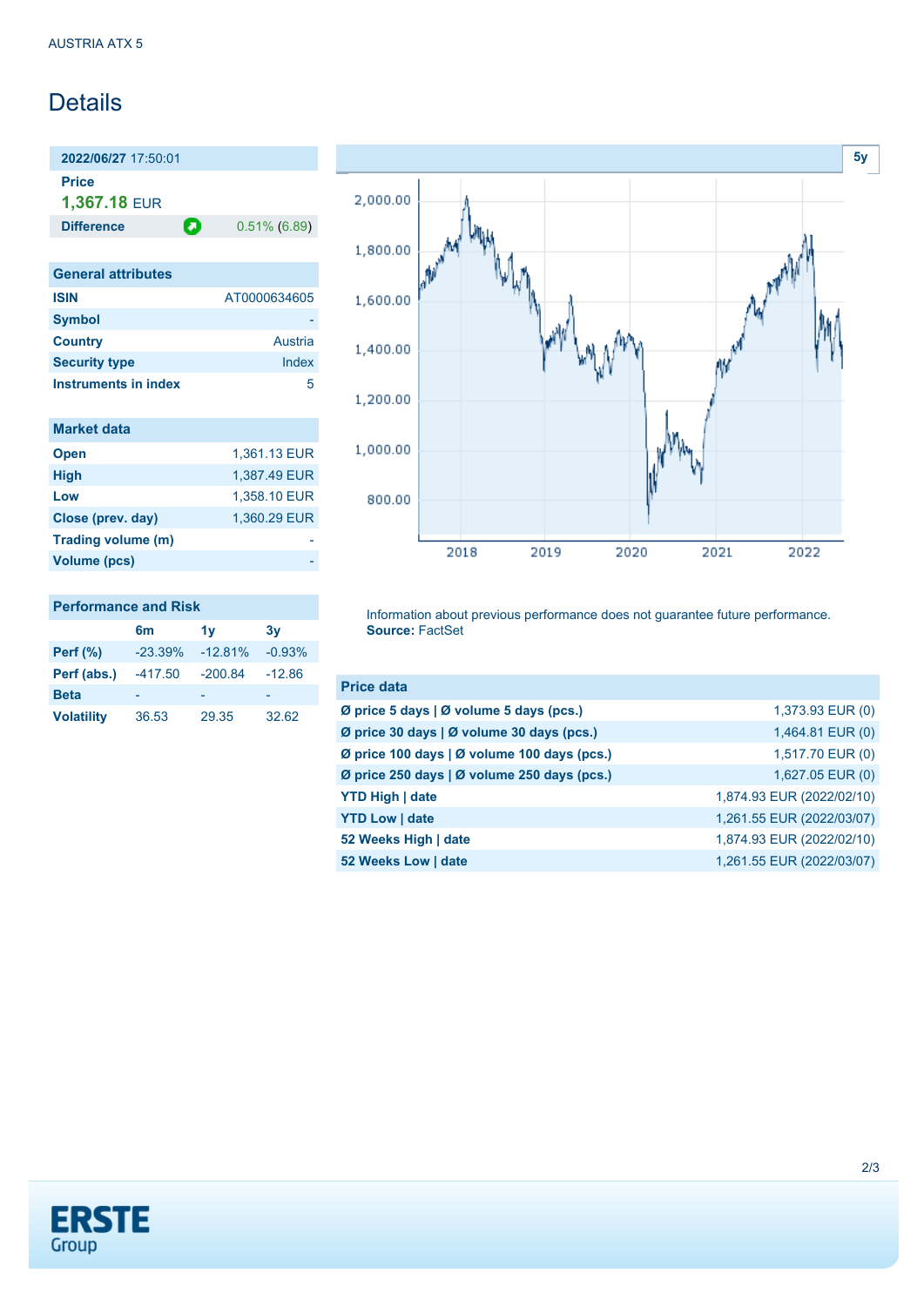AUSTRIA ATX 5

# Details

| **2022/06/27** 17:50:01 | |
|---|---|
| **Price** | |
| **1,367.18** EUR | |
| **Difference** | 0.51% (6.89) |

| General attributes | |
|---|---|
| ISIN | AT0000634605 |
| Symbol | - |
| Country | Austria |
| Security type | Index |
| Instruments in index | 5 |

| Market data | |
|---|---|
| Open | 1,361.13 EUR |
| High | 1,387.49 EUR |
| Low | 1,358.10 EUR |
| Close (prev. day) | 1,360.29 EUR |
| Trading volume (m) | - |
| Volume (pcs) | - |

| Performance and Risk | 6m | 1y | 3y |
|---|---|---|---|
| Perf (%) | -23.39% | -12.81% | -0.93% |
| Perf (abs.) | -417.50 | -200.84 | -12.86 |
| Beta | - | - | - |
| Volatility | 36.53 | 29.35 | 32.62 |

Information about previous performance does not guarantee future performance.
**Source:** FactSet

| Price data | |
|---|---|
| Ø price 5 days \| Ø volume 5 days (pcs.) | 1,373.93 EUR (0) |
| Ø price 30 days \| Ø volume 30 days (pcs.) | 1,464.81 EUR (0) |
| Ø price 100 days \| Ø volume 100 days (pcs.) | 1,517.70 EUR (0) |
| Ø price 250 days \| Ø volume 250 days (pcs.) | 1,627.05 EUR (0) |
| YTD High \| date | 1,874.93 EUR (2022/02/10) |
| YTD Low \| date | 1,261.55 EUR (2022/03/07) |
| 52 Weeks High \| date | 1,874.93 EUR (2022/02/10) |
| 52 Weeks Low \| date | 1,261.55 EUR (2022/03/07) |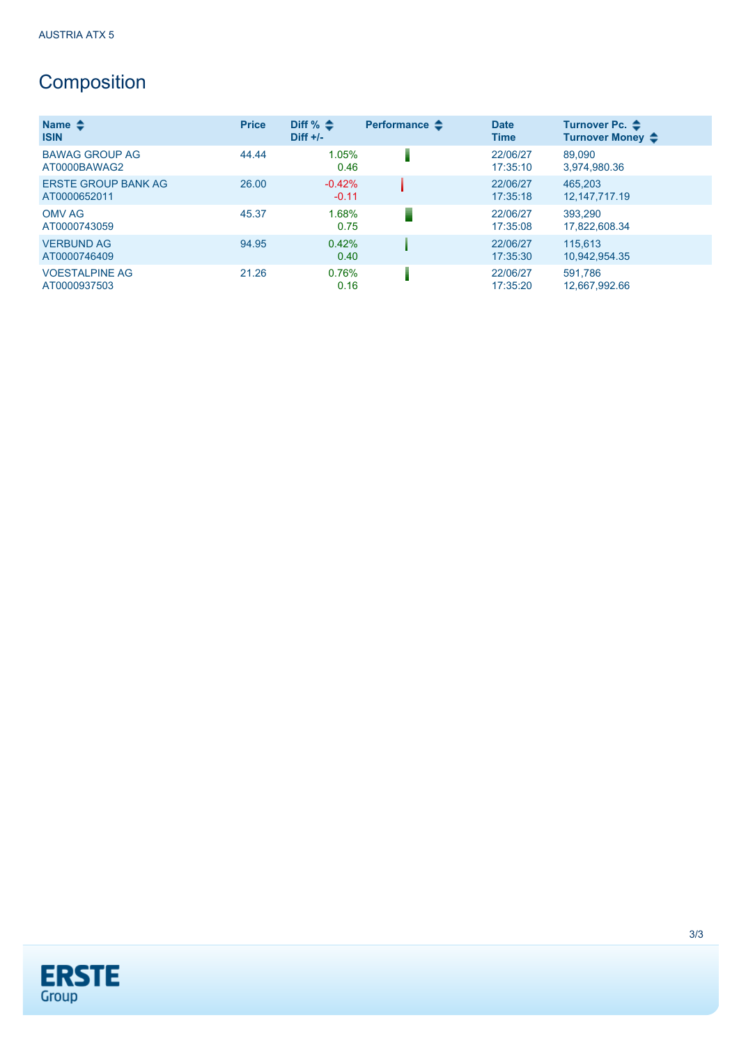AUSTRIA ATX 5

# Composition

| Name<br>ISIN | Price | Diff %<br>Diff +/- | Performance | Date<br>Time | Turnover Pc.<br>Turnover Money |
|---|---|---|---|---|---|
| BAWAG GROUP AG<br>AT0000BAWAG2 | 44.44 | 1.05%<br>0.46 | | 22/06/27<br>17:35:10 | 89,090<br>3,974,980.36 |
| ERSTE GROUP BANK AG<br>AT0000652011 | 26.00 | -0.42%<br>-0.11 | | 22/06/27<br>17:35:18 | 465,203<br>12,147,717.19 |
| OMV AG<br>AT0000743059 | 45.37 | 1.68%<br>0.75 | | 22/06/27<br>17:35:08 | 393,290<br>17,822,608.34 |
| VERBUND AG<br>AT0000746409 | 94.95 | 0.42%<br>0.40 | | 22/06/27<br>17:35:30 | 115,613<br>10,942,954.35 |
| VOESTALPINE AG<br>AT0000937503 | 21.26 | 0.76%<br>0.16 | | 22/06/27<br>17:35:20 | 591,786<br>12,667,992.66 |

ERSTE Group